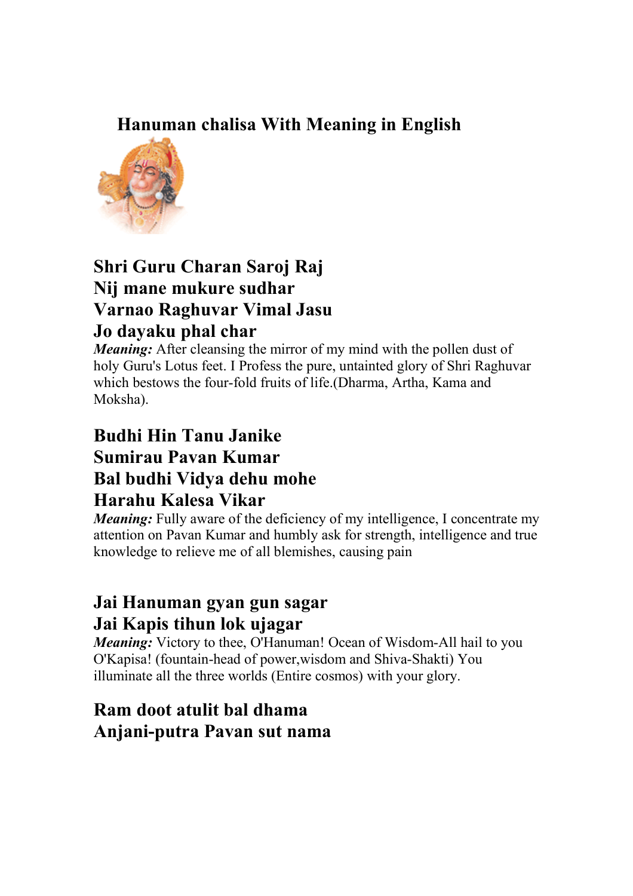# Hanuman chalisa With Meaning in English

**Shri Guru Charan Saroj Raj**
**Nij mane mukure sudhar**
**Varnao Raghuvar Vimal Jasu**
**Jo dayaku phal char**

***Meaning:*** After cleansing the mirror of my mind with the pollen dust of holy Guru's Lotus feet. I Profess the pure, untainted glory of Shri Raghuvar which bestows the four-fold fruits of life.(Dharma, Artha, Kama and Moksha).

**Budhi Hin Tanu Janike**
**Sumirau Pavan Kumar**
**Bal budhi Vidya dehu mohe**
**Harahu Kalesa Vikar**

***Meaning:*** Fully aware of the deficiency of my intelligence, I concentrate my attention on Pavan Kumar and humbly ask for strength, intelligence and true knowledge to relieve me of all blemishes, causing pain

**Jai Hanuman gyan gun sagar**
**Jai Kapis tihun lok ujagar**

***Meaning:*** Victory to thee, O'Hanuman! Ocean of Wisdom-All hail to you O'Kapisa! (fountain-head of power,wisdom and Shiva-Shakti) You illuminate all the three worlds (Entire cosmos) with your glory.

**Ram doot atulit bal dhama**
**Anjani-putra Pavan sut nama**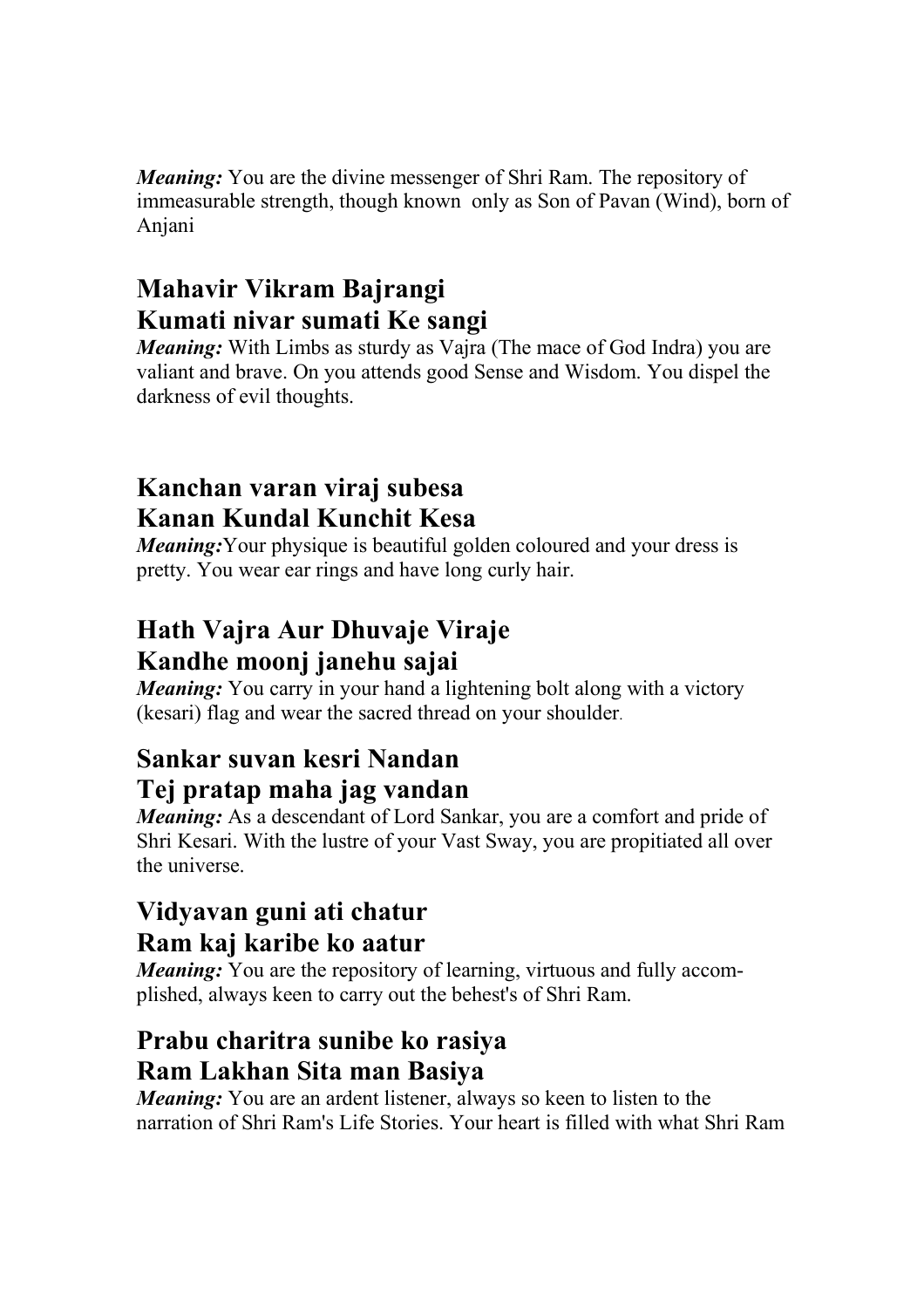***Meaning:*** You are the divine messenger of Shri Ram. The repository of immeasurable strength, though known only as Son of Pavan (Wind), born of Anjani

## Mahavir Vikram Bajrangi
## Kumati nivar sumati Ke sangi

***Meaning:*** With Limbs as sturdy as Vajra (The mace of God Indra) you are valiant and brave. On you attends good Sense and Wisdom. You dispel the darkness of evil thoughts.

## Kanchan varan viraj subesa
## Kanan Kundal Kunchit Kesa

***Meaning:***Your physique is beautiful golden coloured and your dress is pretty. You wear ear rings and have long curly hair.

## Hath Vajra Aur Dhuvaje Viraje
## Kandhe moonj janehu sajai

***Meaning:*** You carry in your hand a lightening bolt along with a victory (kesari) flag and wear the sacred thread on your shoulder.

## Sankar suvan kesri Nandan
## Tej pratap maha jag vandan

***Meaning:*** As a descendant of Lord Sankar, you are a comfort and pride of Shri Kesari. With the lustre of your Vast Sway, you are propitiated all over the universe.

## Vidyavan guni ati chatur
## Ram kaj karibe ko aatur

***Meaning:*** You are the repository of learning, virtuous and fully accomplished, always keen to carry out the behest's of Shri Ram.

## Prabu charitra sunibe ko rasiya
## Ram Lakhan Sita man Basiya

***Meaning:*** You are an ardent listener, always so keen to listen to the narration of Shri Ram's Life Stories. Your heart is filled with what Shri Ram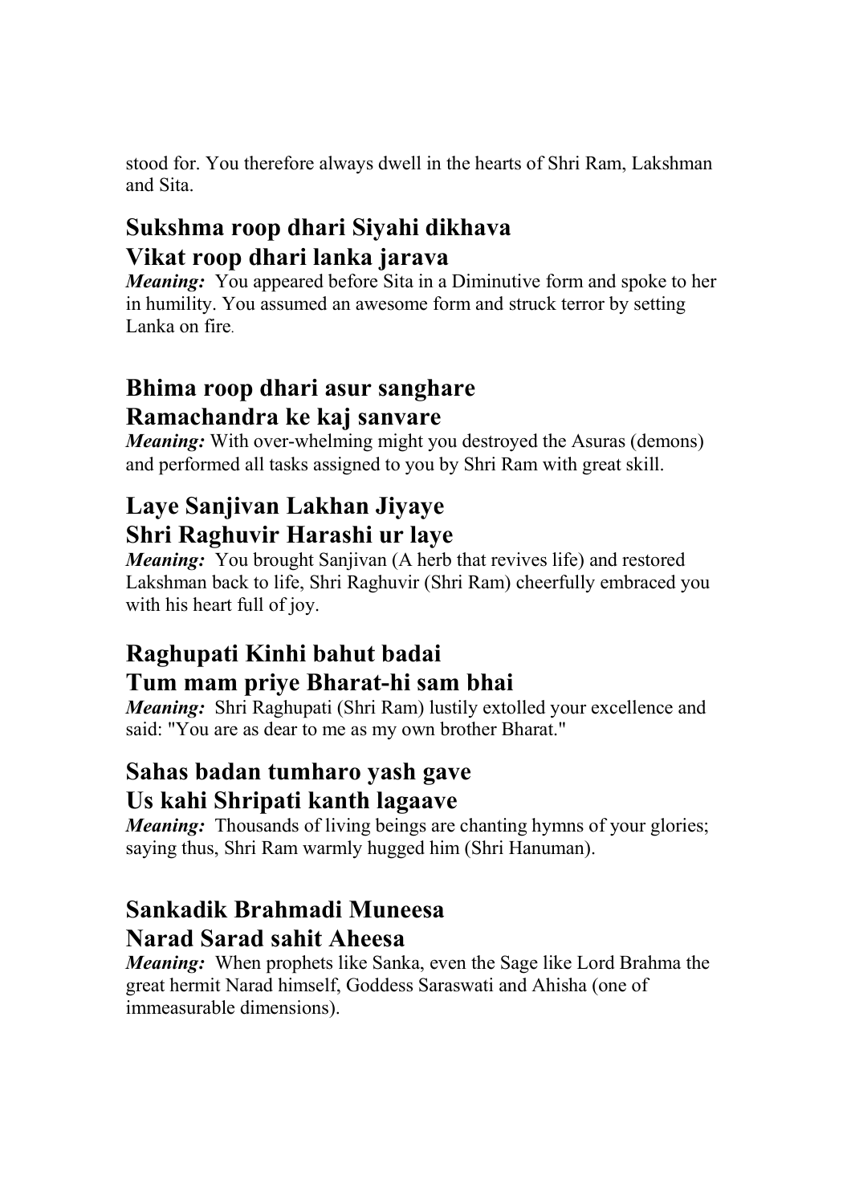stood for. You therefore always dwell in the hearts of Shri Ram, Lakshman and Sita.

## Sukshma roop dhari Siyahi dikhava
## Vikat roop dhari lanka jarava

***Meaning:*** You appeared before Sita in a Diminutive form and spoke to her in humility. You assumed an awesome form and struck terror by setting Lanka on fire.

## Bhima roop dhari asur sanghare
## Ramachandra ke kaj sanvare

***Meaning:*** With over-whelming might you destroyed the Asuras (demons) and performed all tasks assigned to you by Shri Ram with great skill.

## Laye Sanjivan Lakhan Jiyaye
## Shri Raghuvir Harashi ur laye

***Meaning:*** You brought Sanjivan (A herb that revives life) and restored Lakshman back to life, Shri Raghuvir (Shri Ram) cheerfully embraced you with his heart full of joy.

## Raghupati Kinhi bahut badai
## Tum mam priye Bharat-hi sam bhai

***Meaning:*** Shri Raghupati (Shri Ram) lustily extolled your excellence and said: "You are as dear to me as my own brother Bharat."

## Sahas badan tumharo yash gave
## Us kahi Shripati kanth lagaave

***Meaning:*** Thousands of living beings are chanting hymns of your glories; saying thus, Shri Ram warmly hugged him (Shri Hanuman).

## Sankadik Brahmadi Muneesa
## Narad Sarad sahit Aheesa

***Meaning:*** When prophets like Sanka, even the Sage like Lord Brahma the great hermit Narad himself, Goddess Saraswati and Ahisha (one of immeasurable dimensions).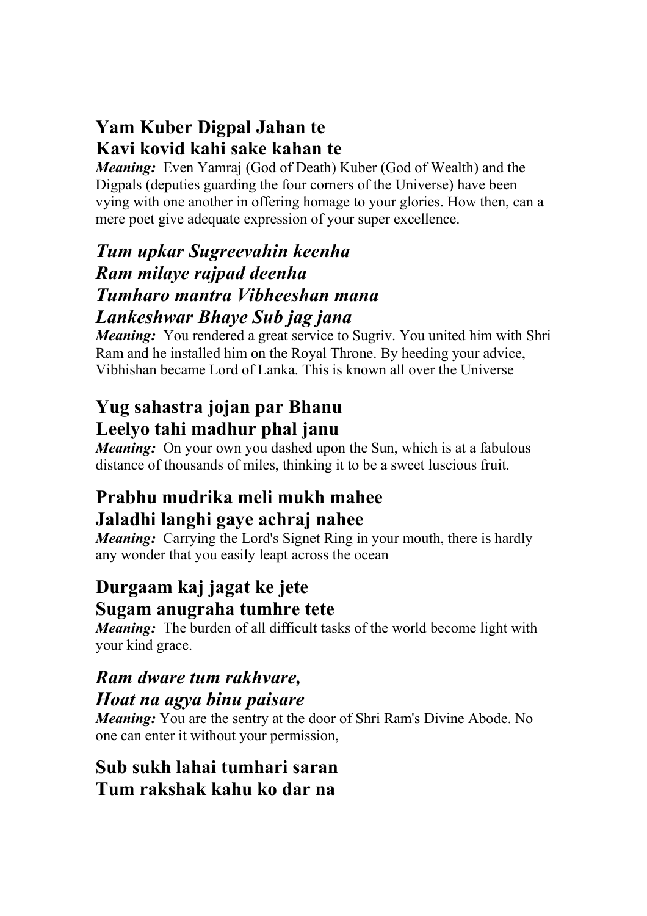**Yam Kuber Digpal Jahan te**
**Kavi kovid kahi sake kahan te**

***Meaning:*** Even Yamraj (God of Death) Kuber (God of Wealth) and the Digpals (deputies guarding the four corners of the Universe) have been vying with one another in offering homage to your glories. How then, can a mere poet give adequate expression of your super excellence.

***Tum upkar Sugreevahin keenha***
***Ram milaye rajpad deenha***
***Tumharo mantra Vibheeshan mana***
***Lankeshwar Bhaye Sub jag jana***

***Meaning:*** You rendered a great service to Sugriv. You united him with Shri Ram and he installed him on the Royal Throne. By heeding your advice, Vibhishan became Lord of Lanka. This is known all over the Universe

**Yug sahastra jojan par Bhanu**
**Leelyo tahi madhur phal janu**

***Meaning:*** On your own you dashed upon the Sun, which is at a fabulous distance of thousands of miles, thinking it to be a sweet luscious fruit.

**Prabhu mudrika meli mukh mahee**
**Jaladhi langhi gaye achraj nahee**

***Meaning:*** Carrying the Lord's Signet Ring in your mouth, there is hardly any wonder that you easily leapt across the ocean

**Durgaam kaj jagat ke jete**
**Sugam anugraha tumhre tete**

***Meaning:*** The burden of all difficult tasks of the world become light with your kind grace.

***Ram dware tum rakhvare,***
***Hoat na agya binu paisare***

***Meaning:*** You are the sentry at the door of Shri Ram's Divine Abode. No one can enter it without your permission,

**Sub sukh lahai tumhari saran**
**Tum rakshak kahu ko dar na**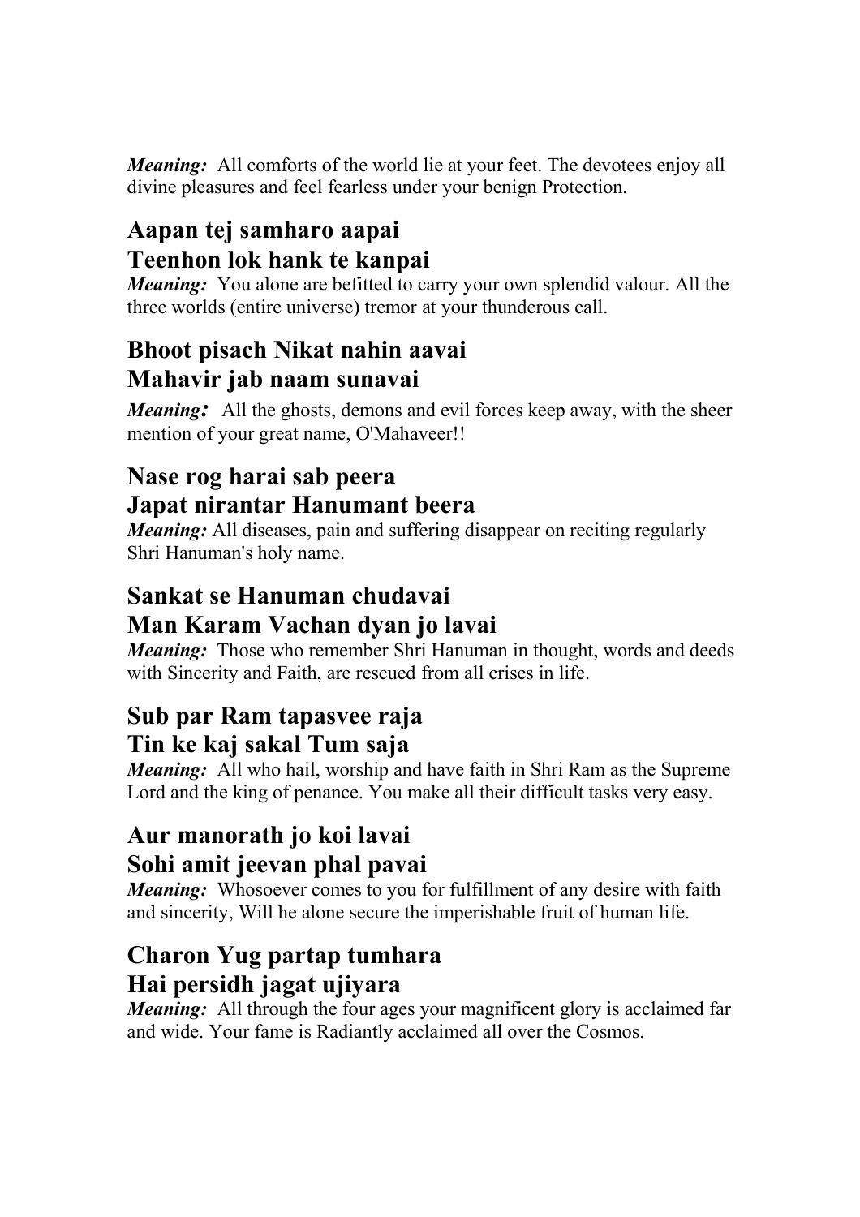***Meaning:*** All comforts of the world lie at your feet. The devotees enjoy all divine pleasures and feel fearless under your benign Protection.

## Aapan tej samharo aapai
## Teenhon lok hank te kanpai

***Meaning:*** You alone are befitted to carry your own splendid valour. All the three worlds (entire universe) tremor at your thunderous call.

## Bhoot pisach Nikat nahin aavai
## Mahavir jab naam sunavai

***Meaning:*** All the ghosts, demons and evil forces keep away, with the sheer mention of your great name, O'Mahaveer!!

## Nase rog harai sab peera
## Japat nirantar Hanumant beera

***Meaning:*** All diseases, pain and suffering disappear on reciting regularly Shri Hanuman's holy name.

## Sankat se Hanuman chudavai
## Man Karam Vachan dyan jo lavai

***Meaning:*** Those who remember Shri Hanuman in thought, words and deeds with Sincerity and Faith, are rescued from all crises in life.

## Sub par Ram tapasvee raja
## Tin ke kaj sakal Tum saja

***Meaning:*** All who hail, worship and have faith in Shri Ram as the Supreme Lord and the king of penance. You make all their difficult tasks very easy.

## Aur manorath jo koi lavai
## Sohi amit jeevan phal pavai

***Meaning:*** Whosoever comes to you for fulfillment of any desire with faith and sincerity, Will he alone secure the imperishable fruit of human life.

## Charon Yug partap tumhara
## Hai persidh jagat ujiyara

***Meaning:*** All through the four ages your magnificent glory is acclaimed far and wide. Your fame is Radiantly acclaimed all over the Cosmos.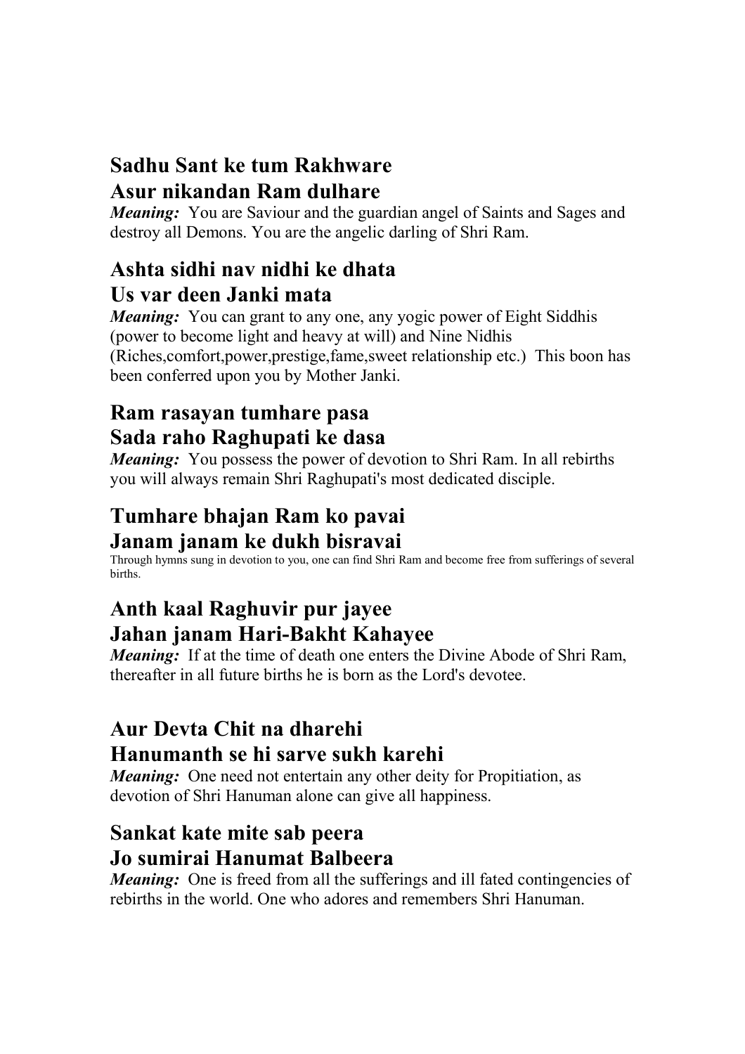## Sadhu Sant ke tum Rakhware
## Asur nikandan Ram dulhare

***Meaning:*** You are Saviour and the guardian angel of Saints and Sages and destroy all Demons. You are the angelic darling of Shri Ram.

## Ashta sidhi nav nidhi ke dhata
## Us var deen Janki mata

***Meaning:*** You can grant to any one, any yogic power of Eight Siddhis (power to become light and heavy at will) and Nine Nidhis (Riches,comfort,power,prestige,fame,sweet relationship etc.) This boon has been conferred upon you by Mother Janki.

## Ram rasayan tumhare pasa
## Sada raho Raghupati ke dasa

***Meaning:*** You possess the power of devotion to Shri Ram. In all rebirths you will always remain Shri Raghupati's most dedicated disciple.

## Tumhare bhajan Ram ko pavai
## Janam janam ke dukh bisravai

Through hymns sung in devotion to you, one can find Shri Ram and become free from sufferings of several births.

## Anth kaal Raghuvir pur jayee
## Jahan janam Hari-Bakht Kahayee

***Meaning:*** If at the time of death one enters the Divine Abode of Shri Ram, thereafter in all future births he is born as the Lord's devotee.

## Aur Devta Chit na dharehi
## Hanumanth se hi sarve sukh karehi

***Meaning:*** One need not entertain any other deity for Propitiation, as devotion of Shri Hanuman alone can give all happiness.

## Sankat kate mite sab peera
## Jo sumirai Hanumat Balbeera

***Meaning:*** One is freed from all the sufferings and ill fated contingencies of rebirths in the world. One who adores and remembers Shri Hanuman.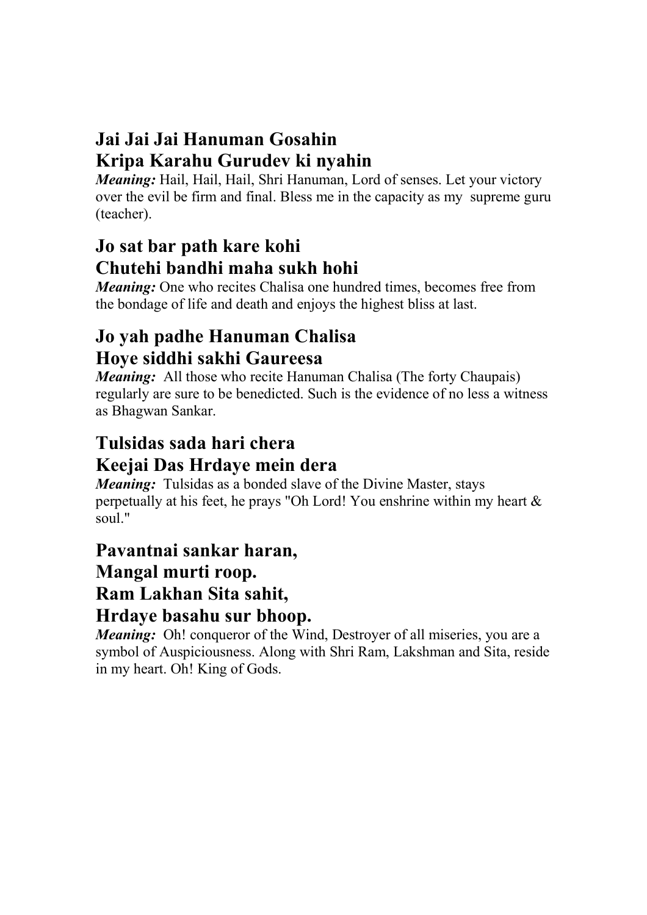## Jai Jai Jai Hanuman Gosahin
## Kripa Karahu Gurudev ki nyahin

***Meaning:*** Hail, Hail, Hail, Shri Hanuman, Lord of senses. Let your victory over the evil be firm and final. Bless me in the capacity as my supreme guru (teacher).

## Jo sat bar path kare kohi
## Chutehi bandhi maha sukh hohi

***Meaning:*** One who recites Chalisa one hundred times, becomes free from the bondage of life and death and enjoys the highest bliss at last.

## Jo yah padhe Hanuman Chalisa
## Hoye siddhi sakhi Gaureesa

***Meaning:*** All those who recite Hanuman Chalisa (The forty Chaupais) regularly are sure to be benedicted. Such is the evidence of no less a witness as Bhagwan Sankar.

## Tulsidas sada hari chera
## Keejai Das Hrdaye mein dera

***Meaning:*** Tulsidas as a bonded slave of the Divine Master, stays perpetually at his feet, he prays "Oh Lord! You enshrine within my heart & soul."

## Pavantnai sankar haran,
## Mangal murti roop.
## Ram Lakhan Sita sahit,
## Hrdaye basahu sur bhoop.

***Meaning:*** Oh! conqueror of the Wind, Destroyer of all miseries, you are a symbol of Auspiciousness. Along with Shri Ram, Lakshman and Sita, reside in my heart. Oh! King of Gods.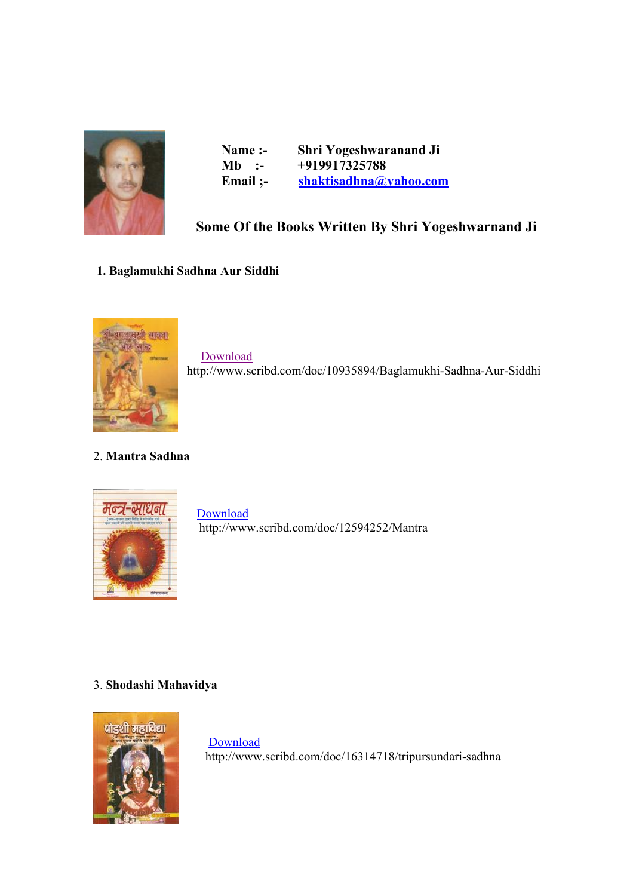**Name :-** **Shri Yogeshwaranand Ji**
**Mb :-** **+919917325788**
**Email ;-** **shaktisadhna@yahoo.com**

## Some Of the Books Written By Shri Yogeshwarnand Ji

**1. Baglamukhi Sadhna Aur Siddhi**

Download
http://www.scribd.com/doc/10935894/Baglamukhi-Sadhna-Aur-Siddhi

2. **Mantra Sadhna**

Download
http://www.scribd.com/doc/12594252/Mantra

3. **Shodashi Mahavidya**

Download
http://www.scribd.com/doc/16314718/tripursundari-sadhna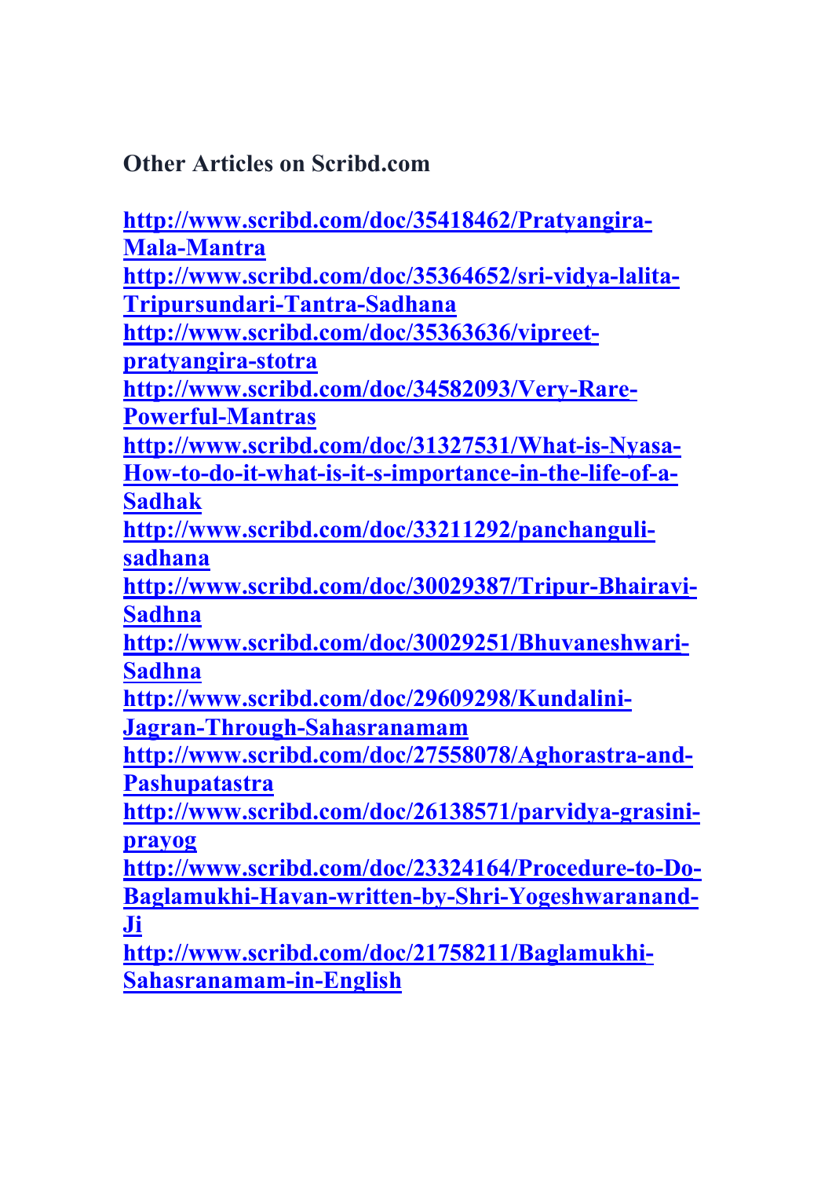**Other Articles on Scribd.com**

**http://www.scribd.com/doc/35418462/Pratyangira-Mala-Mantra**
**http://www.scribd.com/doc/35364652/sri-vidya-lalita-Tripursundari-Tantra-Sadhana**
**http://www.scribd.com/doc/35363636/vipreet-pratyangira-stotra**
**http://www.scribd.com/doc/34582093/Very-Rare-Powerful-Mantras**
**http://www.scribd.com/doc/31327531/What-is-Nyasa-How-to-do-it-what-is-it-s-importance-in-the-life-of-a-Sadhak**
**http://www.scribd.com/doc/33211292/panchanguli-sadhana**
**http://www.scribd.com/doc/30029387/Tripur-Bhairavi-Sadhna**
**http://www.scribd.com/doc/30029251/Bhuvaneshwari-Sadhna**
**http://www.scribd.com/doc/29609298/Kundalini-Jagran-Through-Sahasranamam**
**http://www.scribd.com/doc/27558078/Aghorastra-and-Pashupatastra**
**http://www.scribd.com/doc/26138571/parvidya-grasini-prayog**
**http://www.scribd.com/doc/23324164/Procedure-to-Do-Baglamukhi-Havan-written-by-Shri-Yogeshwaranand-Ji**
**http://www.scribd.com/doc/21758211/Baglamukhi-Sahasranamam-in-English**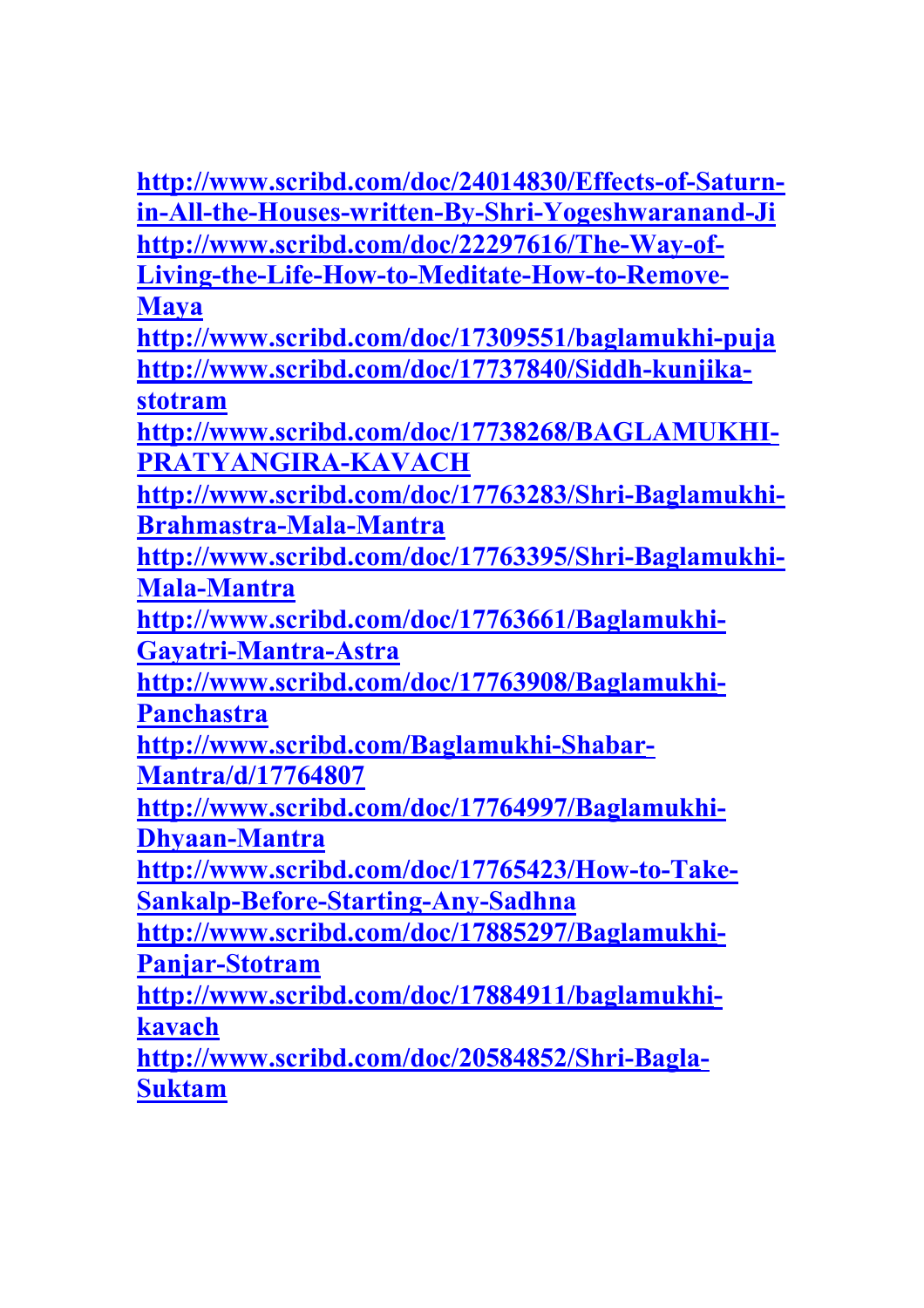http://www.scribd.com/doc/24014830/Effects-of-Saturn-in-All-the-Houses-written-By-Shri-Yogeshwaranand-Ji
http://www.scribd.com/doc/22297616/The-Way-of-Living-the-Life-How-to-Meditate-How-to-Remove-Maya
http://www.scribd.com/doc/17309551/baglamukhi-puja
http://www.scribd.com/doc/17737840/Siddh-kunjika-stotram
http://www.scribd.com/doc/17738268/BAGLAMUKHI-PRATYANGIRA-KAVACH
http://www.scribd.com/doc/17763283/Shri-Baglamukhi-Brahmastra-Mala-Mantra
http://www.scribd.com/doc/17763395/Shri-Baglamukhi-Mala-Mantra
http://www.scribd.com/doc/17763661/Baglamukhi-Gayatri-Mantra-Astra
http://www.scribd.com/doc/17763908/Baglamukhi-Panchastra
http://www.scribd.com/Baglamukhi-Shabar-Mantra/d/17764807
http://www.scribd.com/doc/17764997/Baglamukhi-Dhyaan-Mantra
http://www.scribd.com/doc/17765423/How-to-Take-Sankalp-Before-Starting-Any-Sadhna
http://www.scribd.com/doc/17885297/Baglamukhi-Panjar-Stotram
http://www.scribd.com/doc/17884911/baglamukhi-kavach
http://www.scribd.com/doc/20584852/Shri-Bagla-Suktam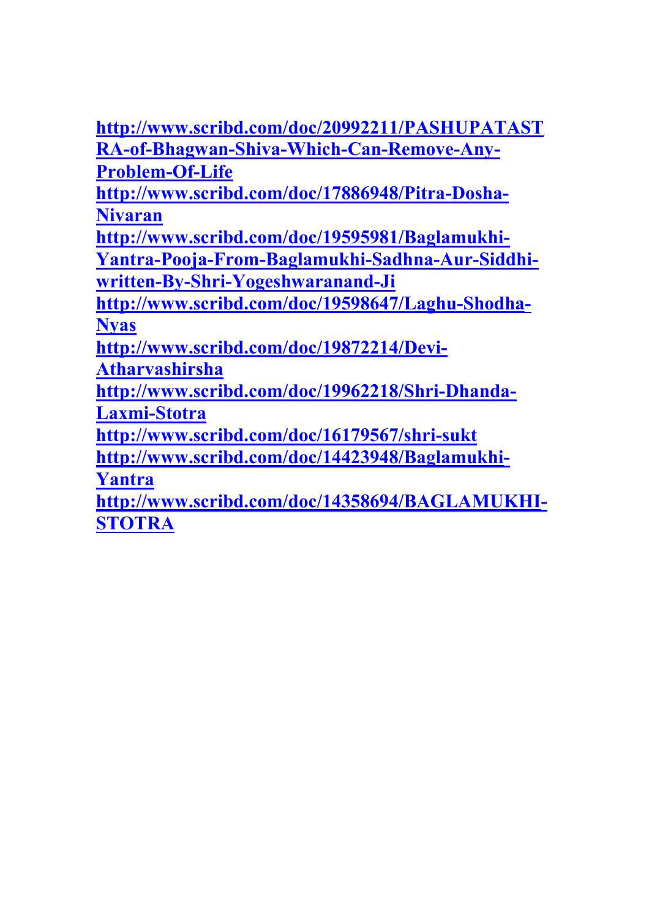**http://www.scribd.com/doc/20992211/PASHUPATASTRA-of-Bhagwan-Shiva-Which-Can-Remove-Any-Problem-Of-Life**

**http://www.scribd.com/doc/17886948/Pitra-Dosha-Nivaran**

**http://www.scribd.com/doc/19595981/Baglamukhi-Yantra-Pooja-From-Baglamukhi-Sadhna-Aur-Siddhi-written-By-Shri-Yogeshwaranand-Ji**

**http://www.scribd.com/doc/19598647/Laghu-Shodha-Nyas**

**http://www.scribd.com/doc/19872214/Devi-Atharvashirsha**

**http://www.scribd.com/doc/19962218/Shri-Dhanda-Laxmi-Stotra**

**http://www.scribd.com/doc/16179567/shri-sukt**

**http://www.scribd.com/doc/14423948/Baglamukhi-Yantra**

**http://www.scribd.com/doc/14358694/BAGLAMUKHI-STOTRA**